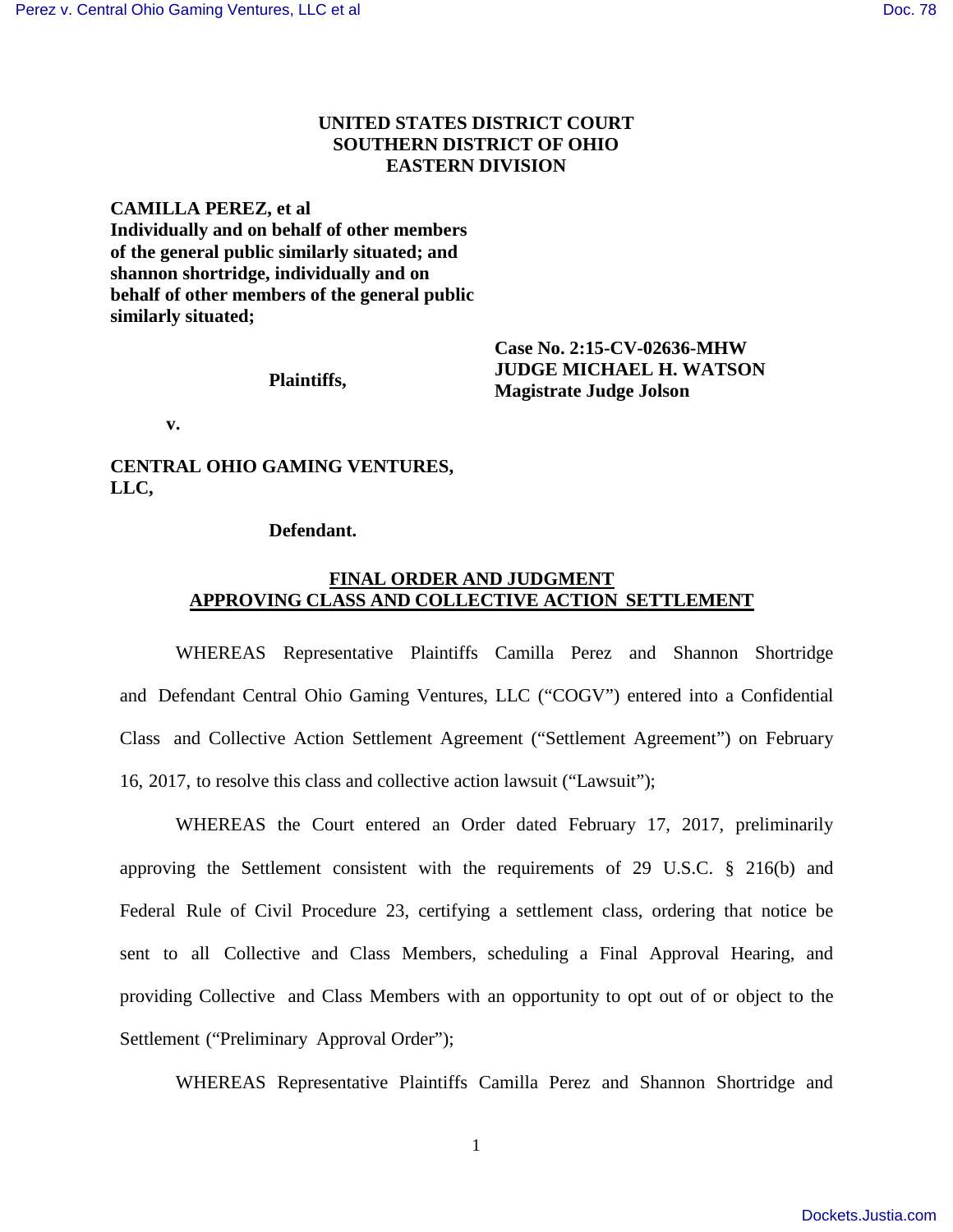**UNITED STATES DISTRICT COURT**
**SOUTHERN DISTRICT OF OHIO**
**EASTERN DIVISION**

**CAMILLA PEREZ, et al**
**Individually and on behalf of other members of the general public similarly situated; and shannon shortridge, individually and on behalf of other members of the general public similarly situated;**

**Plaintiffs,**

**v.**

**CENTRAL OHIO GAMING VENTURES, LLC,**

**Defendant.**

**Case No. 2:15-CV-02636-MHW**
**JUDGE MICHAEL H. WATSON**
**Magistrate Judge Jolson**

## FINAL ORDER AND JUDGMENT APPROVING CLASS AND COLLECTIVE ACTION SETTLEMENT

WHEREAS Representative Plaintiffs Camilla Perez and Shannon Shortridge and Defendant Central Ohio Gaming Ventures, LLC ("COGV") entered into a Confidential Class and Collective Action Settlement Agreement ("Settlement Agreement") on February 16, 2017, to resolve this class and collective action lawsuit ("Lawsuit");

WHEREAS the Court entered an Order dated February 17, 2017, preliminarily approving the Settlement consistent with the requirements of 29 U.S.C. § 216(b) and Federal Rule of Civil Procedure 23, certifying a settlement class, ordering that notice be sent to all Collective and Class Members, scheduling a Final Approval Hearing, and providing Collective and Class Members with an opportunity to opt out of or object to the Settlement ("Preliminary Approval Order");

WHEREAS Representative Plaintiffs Camilla Perez and Shannon Shortridge and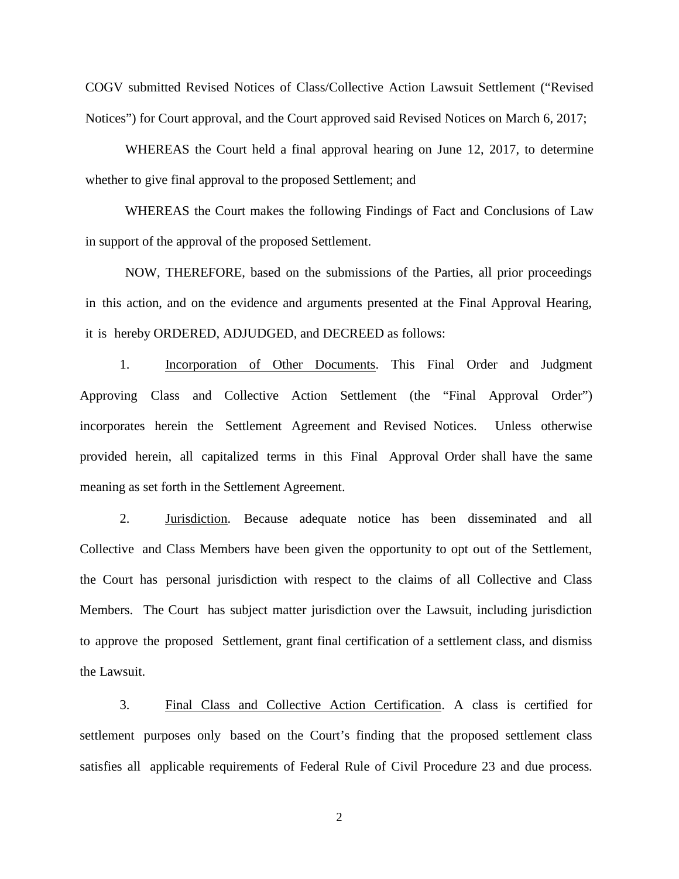COGV submitted Revised Notices of Class/Collective Action Lawsuit Settlement ("Revised Notices") for Court approval, and the Court approved said Revised Notices on March 6, 2017;

WHEREAS the Court held a final approval hearing on June 12, 2017, to determine whether to give final approval to the proposed Settlement; and

WHEREAS the Court makes the following Findings of Fact and Conclusions of Law in support of the approval of the proposed Settlement.

NOW, THEREFORE, based on the submissions of the Parties, all prior proceedings in this action, and on the evidence and arguments presented at the Final Approval Hearing, it is hereby ORDERED, ADJUDGED, and DECREED as follows:

1. Incorporation of Other Documents. This Final Order and Judgment Approving Class and Collective Action Settlement (the "Final Approval Order") incorporates herein the Settlement Agreement and Revised Notices. Unless otherwise provided herein, all capitalized terms in this Final Approval Order shall have the same meaning as set forth in the Settlement Agreement.

2. Jurisdiction. Because adequate notice has been disseminated and all Collective and Class Members have been given the opportunity to opt out of the Settlement, the Court has personal jurisdiction with respect to the claims of all Collective and Class Members. The Court has subject matter jurisdiction over the Lawsuit, including jurisdiction to approve the proposed Settlement, grant final certification of a settlement class, and dismiss the Lawsuit.

3. Final Class and Collective Action Certification. A class is certified for settlement purposes only based on the Court's finding that the proposed settlement class satisfies all applicable requirements of Federal Rule of Civil Procedure 23 and due process.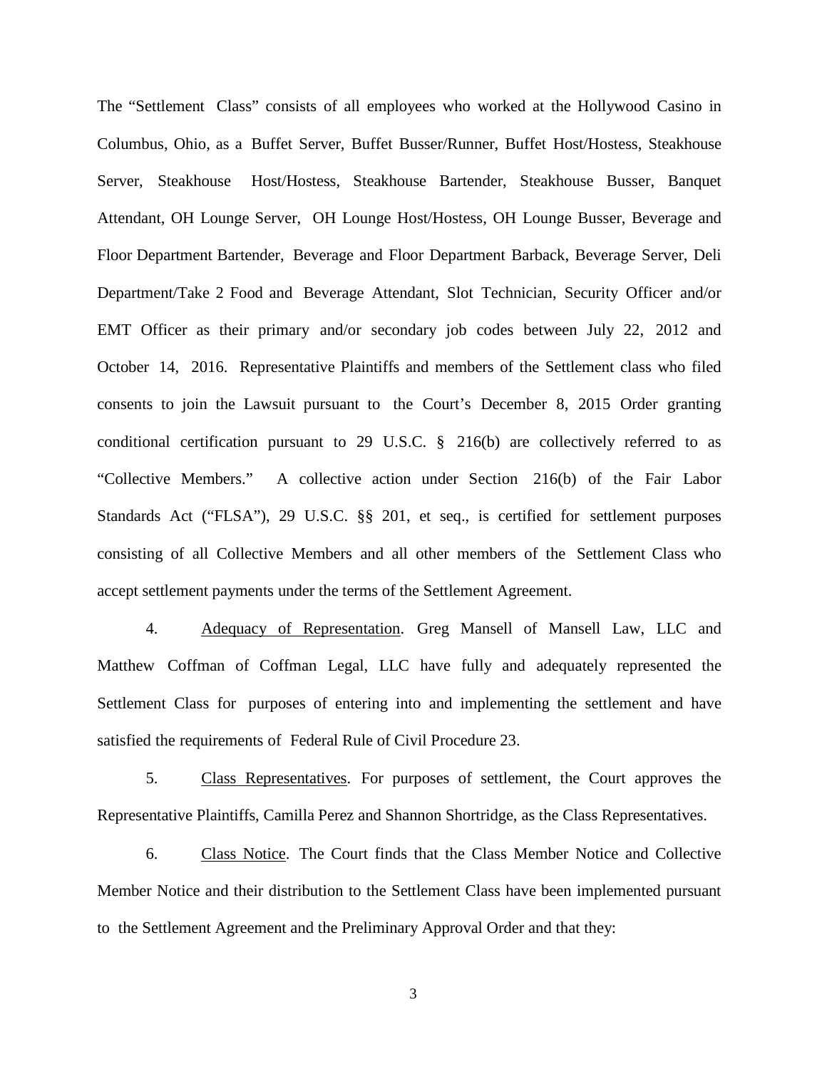The "Settlement Class" consists of all employees who worked at the Hollywood Casino in Columbus, Ohio, as a Buffet Server, Buffet Busser/Runner, Buffet Host/Hostess, Steakhouse Server, Steakhouse Host/Hostess, Steakhouse Bartender, Steakhouse Busser, Banquet Attendant, OH Lounge Server, OH Lounge Host/Hostess, OH Lounge Busser, Beverage and Floor Department Bartender, Beverage and Floor Department Barback, Beverage Server, Deli Department/Take 2 Food and Beverage Attendant, Slot Technician, Security Officer and/or EMT Officer as their primary and/or secondary job codes between July 22, 2012 and October 14, 2016. Representative Plaintiffs and members of the Settlement class who filed consents to join the Lawsuit pursuant to the Court's December 8, 2015 Order granting conditional certification pursuant to 29 U.S.C. § 216(b) are collectively referred to as "Collective Members." A collective action under Section 216(b) of the Fair Labor Standards Act ("FLSA"), 29 U.S.C. §§ 201, et seq., is certified for settlement purposes consisting of all Collective Members and all other members of the Settlement Class who accept settlement payments under the terms of the Settlement Agreement.

4. Adequacy of Representation. Greg Mansell of Mansell Law, LLC and Matthew Coffman of Coffman Legal, LLC have fully and adequately represented the Settlement Class for purposes of entering into and implementing the settlement and have satisfied the requirements of Federal Rule of Civil Procedure 23.

5. Class Representatives. For purposes of settlement, the Court approves the Representative Plaintiffs, Camilla Perez and Shannon Shortridge, as the Class Representatives.

6. Class Notice. The Court finds that the Class Member Notice and Collective Member Notice and their distribution to the Settlement Class have been implemented pursuant to the Settlement Agreement and the Preliminary Approval Order and that they: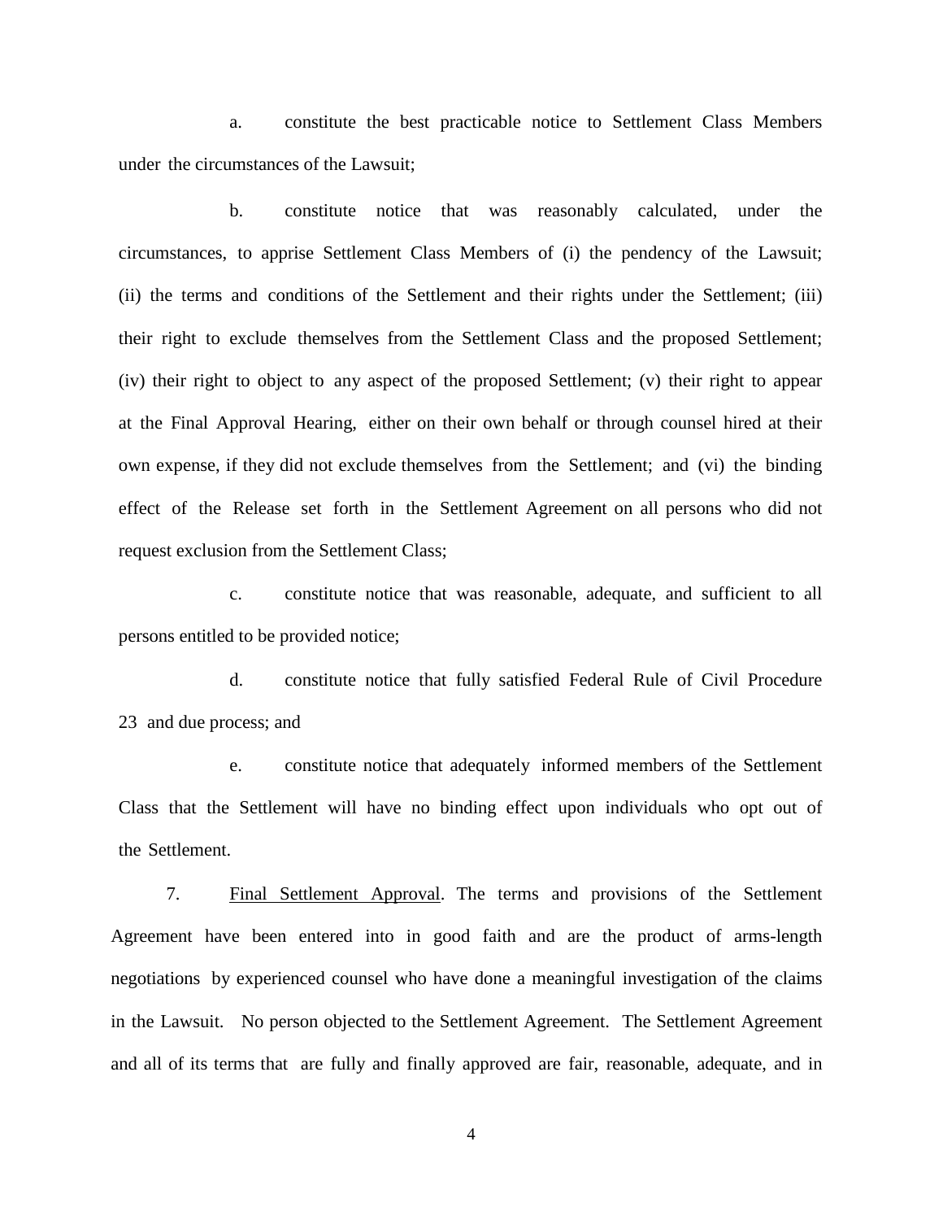a. constitute the best practicable notice to Settlement Class Members under the circumstances of the Lawsuit;

b. constitute notice that was reasonably calculated, under the circumstances, to apprise Settlement Class Members of (i) the pendency of the Lawsuit; (ii) the terms and conditions of the Settlement and their rights under the Settlement; (iii) their right to exclude themselves from the Settlement Class and the proposed Settlement; (iv) their right to object to any aspect of the proposed Settlement; (v) their right to appear at the Final Approval Hearing, either on their own behalf or through counsel hired at their own expense, if they did not exclude themselves from the Settlement; and (vi) the binding effect of the Release set forth in the Settlement Agreement on all persons who did not request exclusion from the Settlement Class;

c. constitute notice that was reasonable, adequate, and sufficient to all persons entitled to be provided notice;

d. constitute notice that fully satisfied Federal Rule of Civil Procedure 23 and due process; and

e. constitute notice that adequately informed members of the Settlement Class that the Settlement will have no binding effect upon individuals who opt out of the Settlement.

7. Final Settlement Approval. The terms and provisions of the Settlement Agreement have been entered into in good faith and are the product of arms-length negotiations by experienced counsel who have done a meaningful investigation of the claims in the Lawsuit. No person objected to the Settlement Agreement. The Settlement Agreement and all of its terms that are fully and finally approved are fair, reasonable, adequate, and in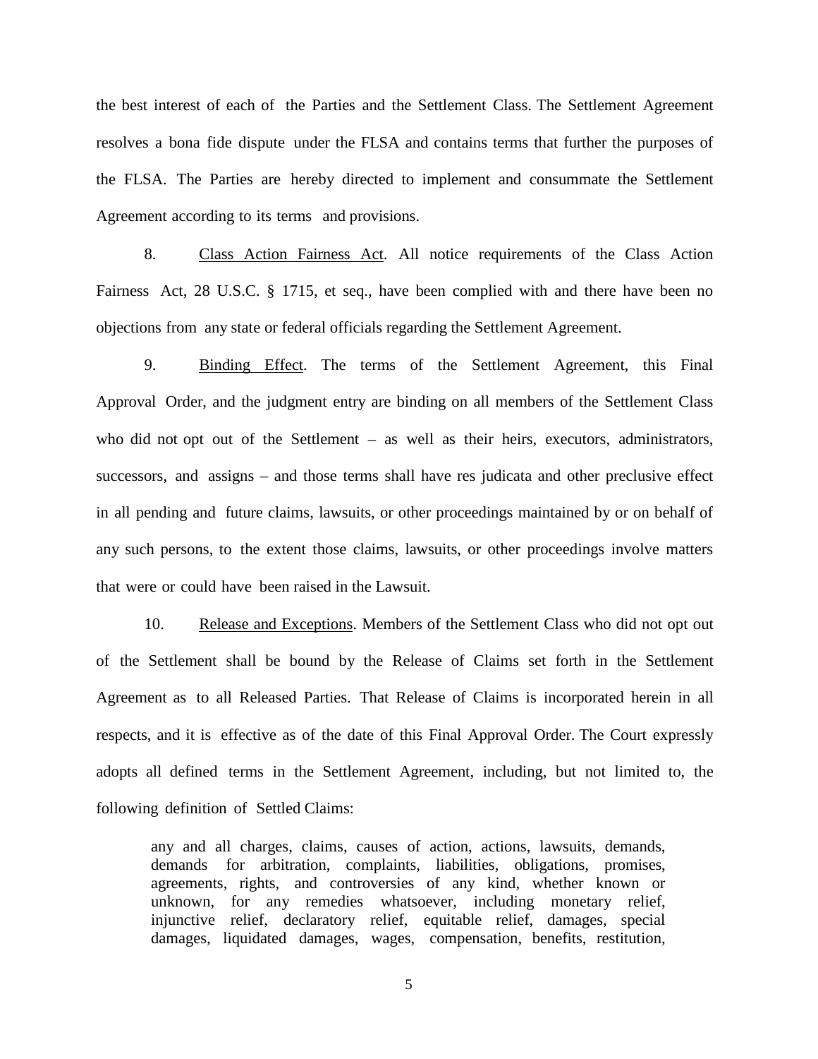the best interest of each of the Parties and the Settlement Class. The Settlement Agreement resolves a bona fide dispute under the FLSA and contains terms that further the purposes of the FLSA. The Parties are hereby directed to implement and consummate the Settlement Agreement according to its terms and provisions.

8. Class Action Fairness Act. All notice requirements of the Class Action Fairness Act, 28 U.S.C. § 1715, et seq., have been complied with and there have been no objections from any state or federal officials regarding the Settlement Agreement.

9. Binding Effect. The terms of the Settlement Agreement, this Final Approval Order, and the judgment entry are binding on all members of the Settlement Class who did not opt out of the Settlement – as well as their heirs, executors, administrators, successors, and assigns – and those terms shall have res judicata and other preclusive effect in all pending and future claims, lawsuits, or other proceedings maintained by or on behalf of any such persons, to the extent those claims, lawsuits, or other proceedings involve matters that were or could have been raised in the Lawsuit.

10. Release and Exceptions. Members of the Settlement Class who did not opt out of the Settlement shall be bound by the Release of Claims set forth in the Settlement Agreement as to all Released Parties. That Release of Claims is incorporated herein in all respects, and it is effective as of the date of this Final Approval Order. The Court expressly adopts all defined terms in the Settlement Agreement, including, but not limited to, the following definition of Settled Claims:

> any and all charges, claims, causes of action, actions, lawsuits, demands, demands for arbitration, complaints, liabilities, obligations, promises, agreements, rights, and controversies of any kind, whether known or unknown, for any remedies whatsoever, including monetary relief, injunctive relief, declaratory relief, equitable relief, damages, special damages, liquidated damages, wages, compensation, benefits, restitution,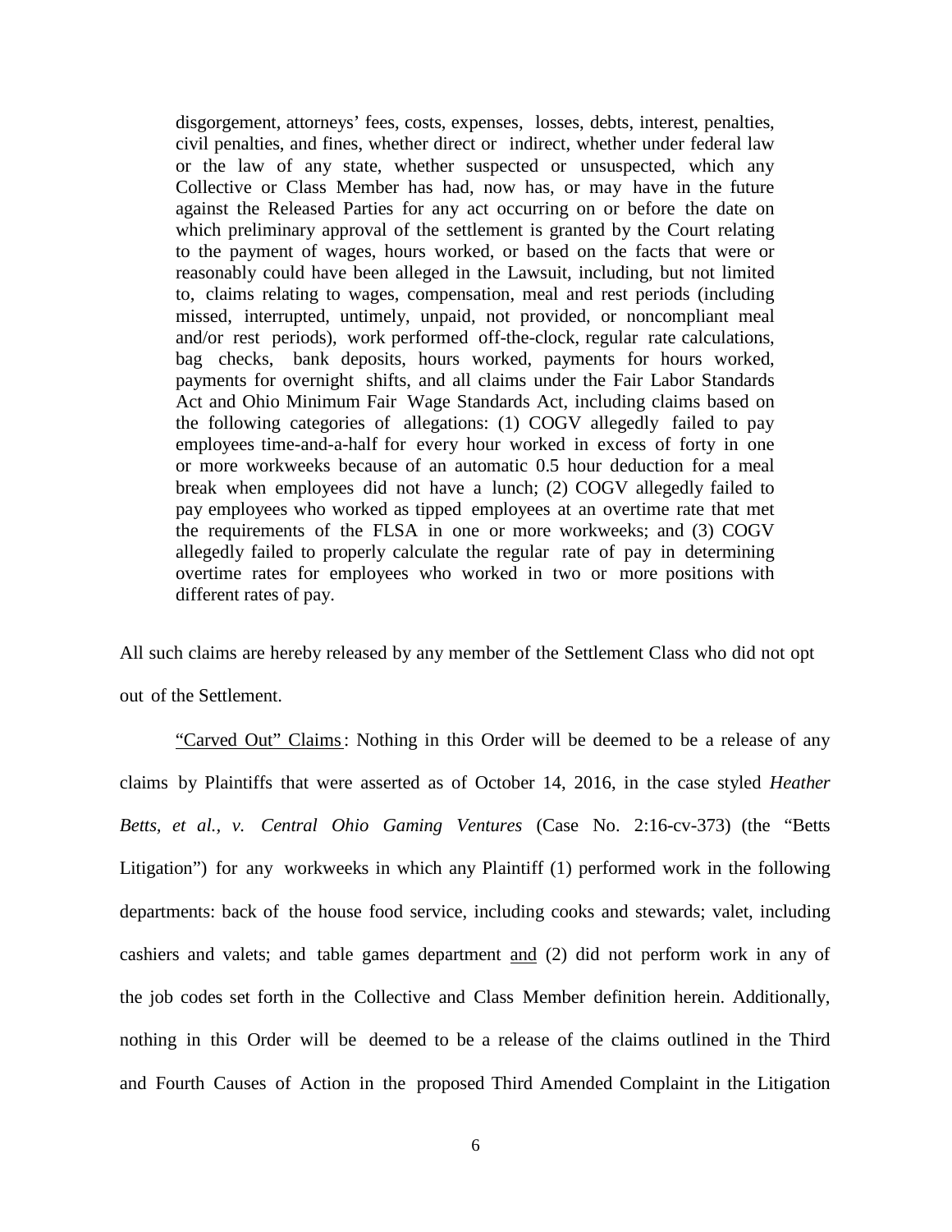> disgorgement, attorneys' fees, costs, expenses, losses, debts, interest, penalties, civil penalties, and fines, whether direct or indirect, whether under federal law or the law of any state, whether suspected or unsuspected, which any Collective or Class Member has had, now has, or may have in the future against the Released Parties for any act occurring on or before the date on which preliminary approval of the settlement is granted by the Court relating to the payment of wages, hours worked, or based on the facts that were or reasonably could have been alleged in the Lawsuit, including, but not limited to, claims relating to wages, compensation, meal and rest periods (including missed, interrupted, untimely, unpaid, not provided, or noncompliant meal and/or rest periods), work performed off-the-clock, regular rate calculations, bag checks, bank deposits, hours worked, payments for hours worked, payments for overnight shifts, and all claims under the Fair Labor Standards Act and Ohio Minimum Fair Wage Standards Act, including claims based on the following categories of allegations: (1) COGV allegedly failed to pay employees time-and-a-half for every hour worked in excess of forty in one or more workweeks because of an automatic 0.5 hour deduction for a meal break when employees did not have a lunch; (2) COGV allegedly failed to pay employees who worked as tipped employees at an overtime rate that met the requirements of the FLSA in one or more workweeks; and (3) COGV allegedly failed to properly calculate the regular rate of pay in determining overtime rates for employees who worked in two or more positions with different rates of pay.

All such claims are hereby released by any member of the Settlement Class who did not opt out of the Settlement.

<u>"Carved Out" Claims</u>: Nothing in this Order will be deemed to be a release of any claims by Plaintiffs that were asserted as of October 14, 2016, in the case styled *Heather Betts, et al., v. Central Ohio Gaming Ventures* (Case No. 2:16-cv-373) (the "Betts Litigation") for any workweeks in which any Plaintiff (1) performed work in the following departments: back of the house food service, including cooks and stewards; valet, including cashiers and valets; and table games department <u>and</u> (2) did not perform work in any of the job codes set forth in the Collective and Class Member definition herein. Additionally, nothing in this Order will be deemed to be a release of the claims outlined in the Third and Fourth Causes of Action in the proposed Third Amended Complaint in the Litigation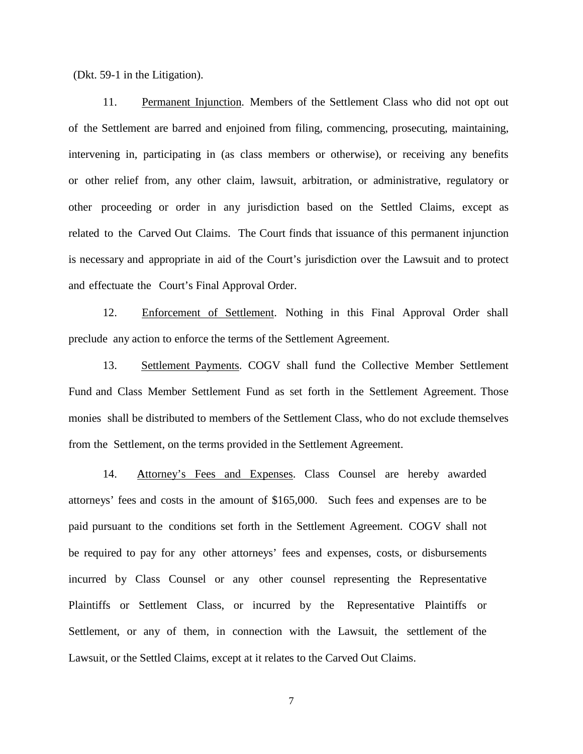(Dkt. 59-1 in the Litigation).

11. Permanent Injunction. Members of the Settlement Class who did not opt out of the Settlement are barred and enjoined from filing, commencing, prosecuting, maintaining, intervening in, participating in (as class members or otherwise), or receiving any benefits or other relief from, any other claim, lawsuit, arbitration, or administrative, regulatory or other proceeding or order in any jurisdiction based on the Settled Claims, except as related to the Carved Out Claims. The Court finds that issuance of this permanent injunction is necessary and appropriate in aid of the Court's jurisdiction over the Lawsuit and to protect and effectuate the Court's Final Approval Order.

12. Enforcement of Settlement. Nothing in this Final Approval Order shall preclude any action to enforce the terms of the Settlement Agreement.

13. Settlement Payments. COGV shall fund the Collective Member Settlement Fund and Class Member Settlement Fund as set forth in the Settlement Agreement. Those monies shall be distributed to members of the Settlement Class, who do not exclude themselves from the Settlement, on the terms provided in the Settlement Agreement.

14. Attorney's Fees and Expenses. Class Counsel are hereby awarded attorneys' fees and costs in the amount of $165,000. Such fees and expenses are to be paid pursuant to the conditions set forth in the Settlement Agreement. COGV shall not be required to pay for any other attorneys' fees and expenses, costs, or disbursements incurred by Class Counsel or any other counsel representing the Representative Plaintiffs or Settlement Class, or incurred by the Representative Plaintiffs or Settlement, or any of them, in connection with the Lawsuit, the settlement of the Lawsuit, or the Settled Claims, except at it relates to the Carved Out Claims.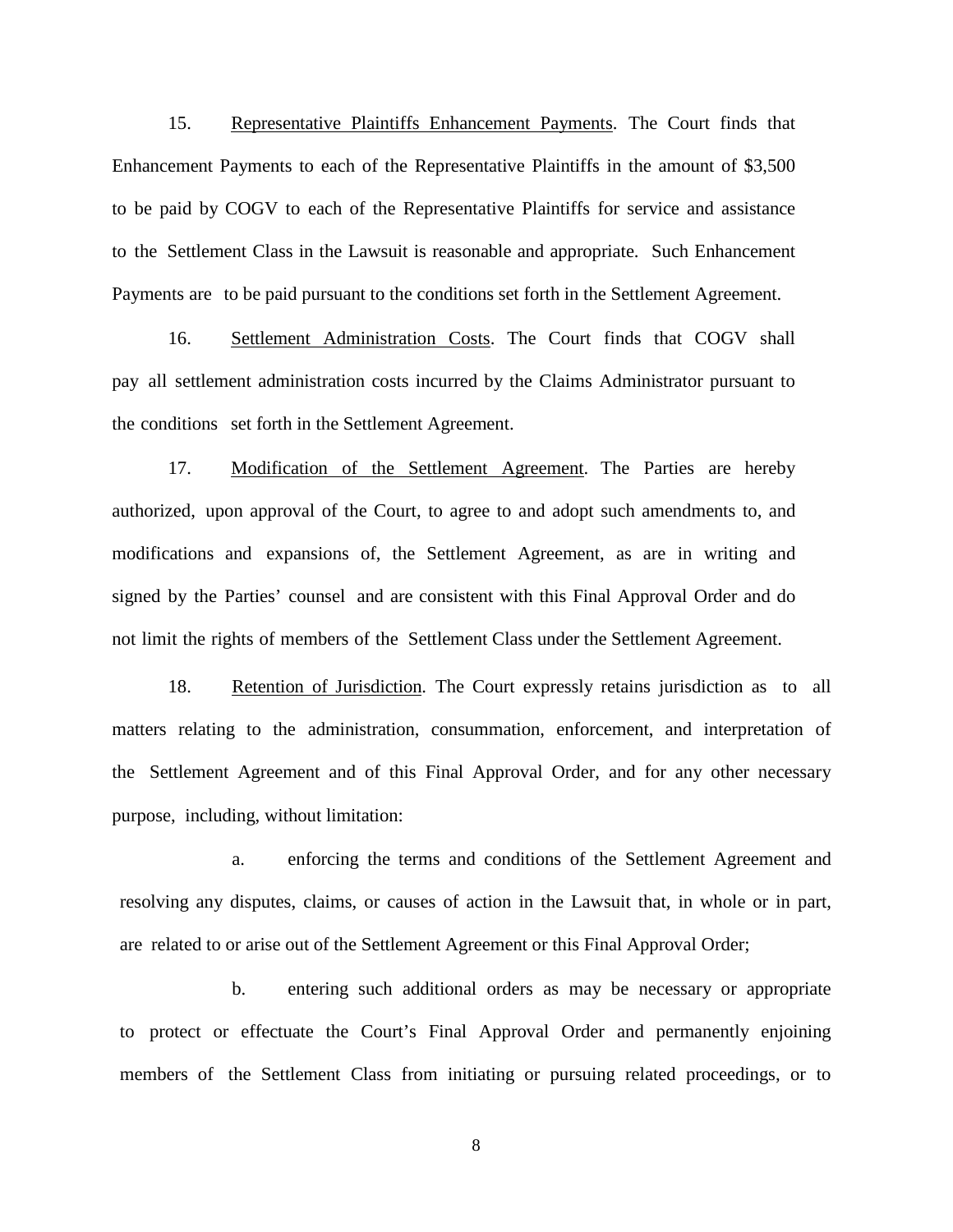15. Representative Plaintiffs Enhancement Payments. The Court finds that Enhancement Payments to each of the Representative Plaintiffs in the amount of $3,500 to be paid by COGV to each of the Representative Plaintiffs for service and assistance to the Settlement Class in the Lawsuit is reasonable and appropriate. Such Enhancement Payments are to be paid pursuant to the conditions set forth in the Settlement Agreement.

16. Settlement Administration Costs. The Court finds that COGV shall pay all settlement administration costs incurred by the Claims Administrator pursuant to the conditions set forth in the Settlement Agreement.

17. Modification of the Settlement Agreement. The Parties are hereby authorized, upon approval of the Court, to agree to and adopt such amendments to, and modifications and expansions of, the Settlement Agreement, as are in writing and signed by the Parties' counsel and are consistent with this Final Approval Order and do not limit the rights of members of the Settlement Class under the Settlement Agreement.

18. Retention of Jurisdiction. The Court expressly retains jurisdiction as to all matters relating to the administration, consummation, enforcement, and interpretation of the Settlement Agreement and of this Final Approval Order, and for any other necessary purpose, including, without limitation:

a. enforcing the terms and conditions of the Settlement Agreement and resolving any disputes, claims, or causes of action in the Lawsuit that, in whole or in part, are related to or arise out of the Settlement Agreement or this Final Approval Order;

b. entering such additional orders as may be necessary or appropriate to protect or effectuate the Court's Final Approval Order and permanently enjoining members of the Settlement Class from initiating or pursuing related proceedings, or to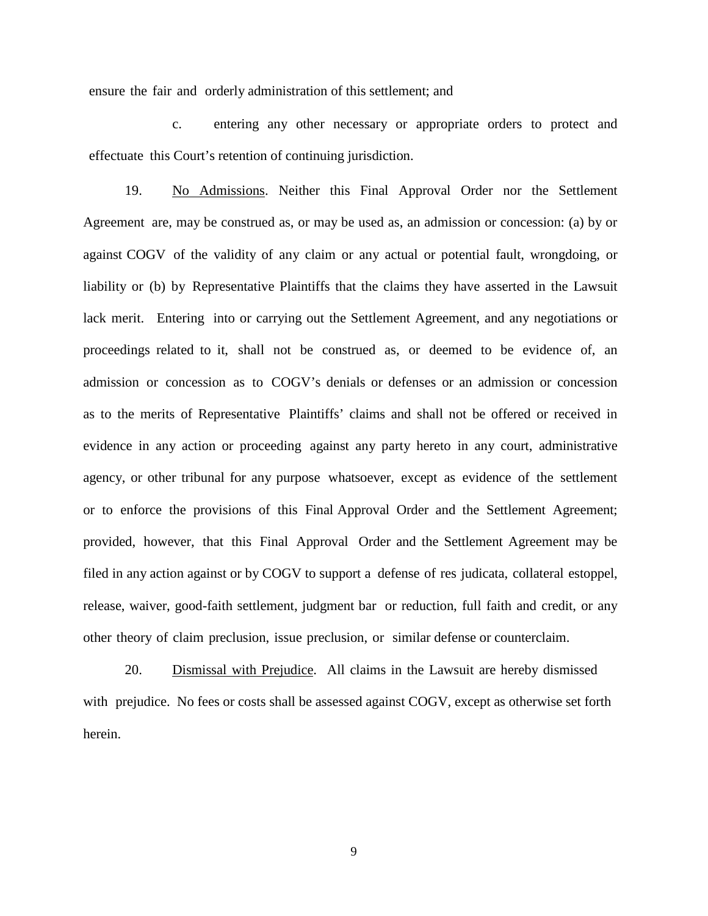ensure the fair and orderly administration of this settlement; and

c. entering any other necessary or appropriate orders to protect and effectuate this Court's retention of continuing jurisdiction.

19. No Admissions. Neither this Final Approval Order nor the Settlement Agreement are, may be construed as, or may be used as, an admission or concession: (a) by or against COGV of the validity of any claim or any actual or potential fault, wrongdoing, or liability or (b) by Representative Plaintiffs that the claims they have asserted in the Lawsuit lack merit. Entering into or carrying out the Settlement Agreement, and any negotiations or proceedings related to it, shall not be construed as, or deemed to be evidence of, an admission or concession as to COGV's denials or defenses or an admission or concession as to the merits of Representative Plaintiffs' claims and shall not be offered or received in evidence in any action or proceeding against any party hereto in any court, administrative agency, or other tribunal for any purpose whatsoever, except as evidence of the settlement or to enforce the provisions of this Final Approval Order and the Settlement Agreement; provided, however, that this Final Approval Order and the Settlement Agreement may be filed in any action against or by COGV to support a defense of res judicata, collateral estoppel, release, waiver, good-faith settlement, judgment bar or reduction, full faith and credit, or any other theory of claim preclusion, issue preclusion, or similar defense or counterclaim.

20. Dismissal with Prejudice. All claims in the Lawsuit are hereby dismissed with prejudice. No fees or costs shall be assessed against COGV, except as otherwise set forth herein.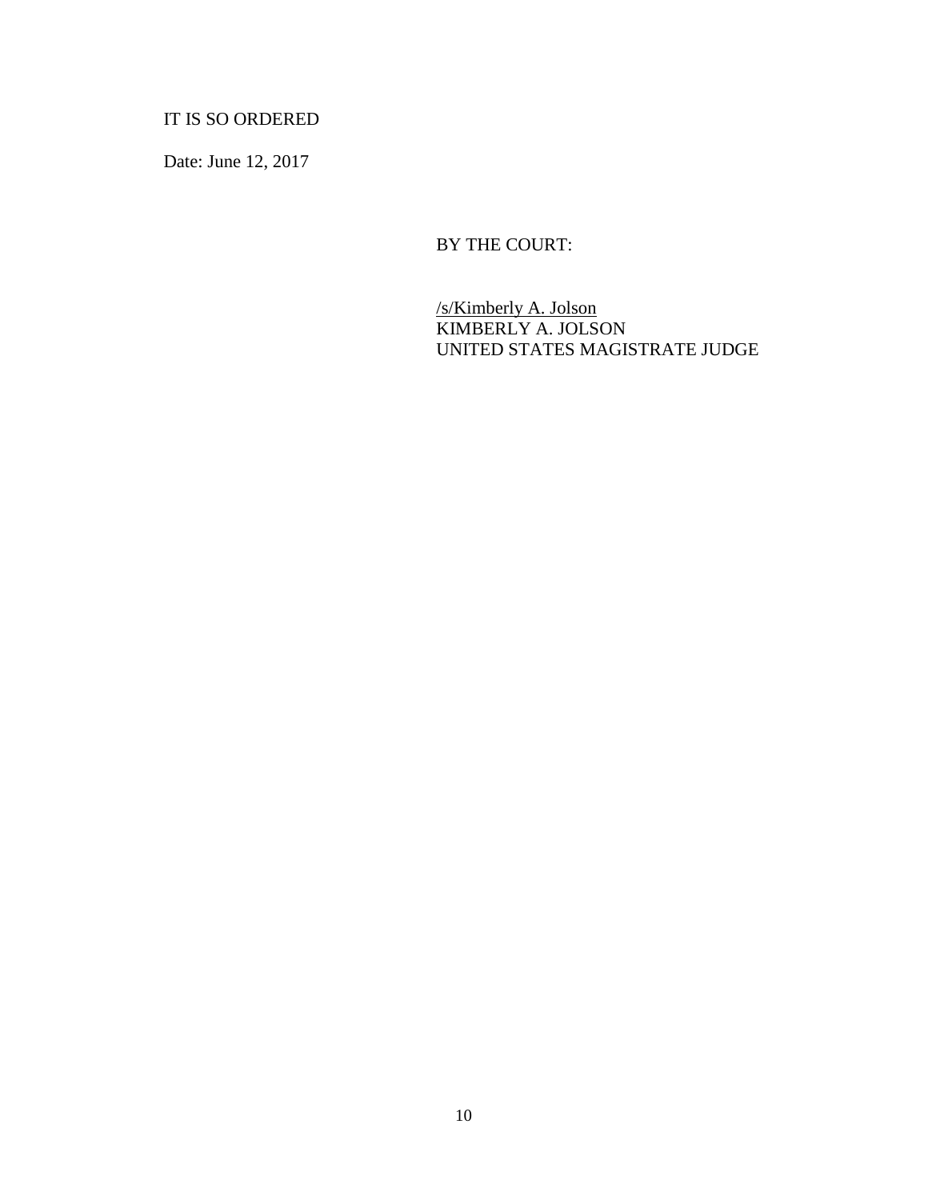IT IS SO ORDERED

Date: June 12, 2017

BY THE COURT:

/s/Kimberly A. Jolson
KIMBERLY A. JOLSON
UNITED STATES MAGISTRATE JUDGE